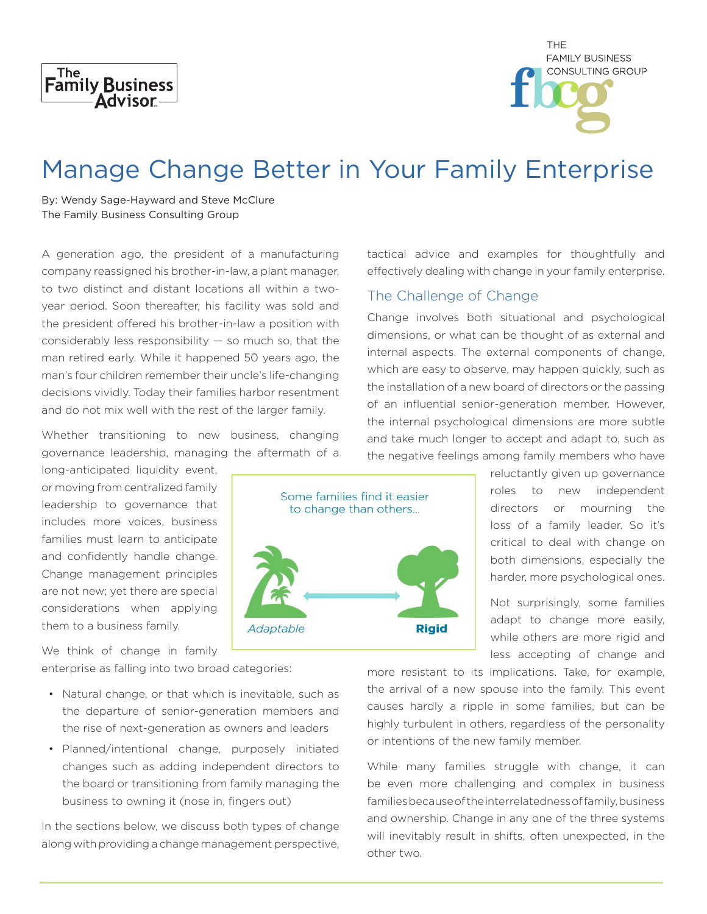# Manage Change Better in Your Family Enterprise

By: Wendy Sage-Hayward and Steve McClure
The Family Business Consulting Group

A generation ago, the president of a manufacturing company reassigned his brother-in-law, a plant manager, to two distinct and distant locations all within a two-year period. Soon thereafter, his facility was sold and the president offered his brother-in-law a position with considerably less responsibility — so much so, that the man retired early. While it happened 50 years ago, the man's four children remember their uncle's life-changing decisions vividly. Today their families harbor resentment and do not mix well with the rest of the larger family.

Whether transitioning to new business, changing governance leadership, managing the aftermath of a long-anticipated liquidity event, or moving from centralized family leadership to governance that includes more voices, business families must learn to anticipate and confidently handle change. Change management principles are not new; yet there are special considerations when applying them to a business family.

Some families find it easier to change than others...

*Adaptable* ↔ **Rigid**

We think of change in family enterprise as falling into two broad categories:

- Natural change, or that which is inevitable, such as the departure of senior-generation members and the rise of next-generation as owners and leaders
- Planned/intentional change, purposely initiated changes such as adding independent directors to the board or transitioning from family managing the business to owning it (nose in, fingers out)

In the sections below, we discuss both types of change along with providing a change management perspective, tactical advice and examples for thoughtfully and effectively dealing with change in your family enterprise.

## The Challenge of Change

Change involves both situational and psychological dimensions, or what can be thought of as external and internal aspects. The external components of change, which are easy to observe, may happen quickly, such as the installation of a new board of directors or the passing of an influential senior-generation member. However, the internal psychological dimensions are more subtle and take much longer to accept and adapt to, such as the negative feelings among family members who have reluctantly given up governance roles to new independent directors or mourning the loss of a family leader. So it's critical to deal with change on both dimensions, especially the harder, more psychological ones.

Not surprisingly, some families adapt to change more easily, while others are more rigid and less accepting of change and more resistant to its implications. Take, for example, the arrival of a new spouse into the family. This event causes hardly a ripple in some families, but can be highly turbulent in others, regardless of the personality or intentions of the new family member.

While many families struggle with change, it can be even more challenging and complex in business families because of the interrelatedness of family, business and ownership. Change in any one of the three systems will inevitably result in shifts, often unexpected, in the other two.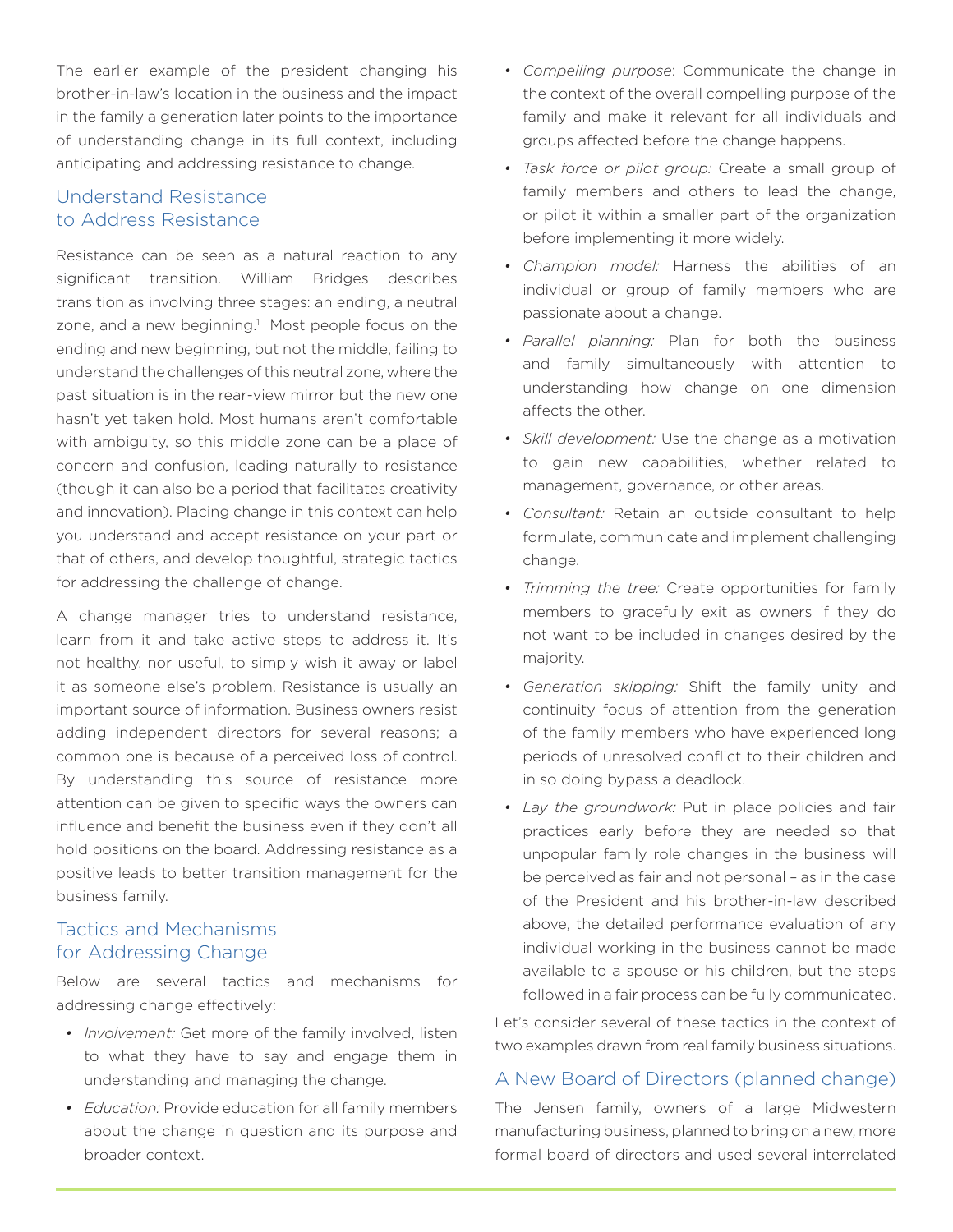The earlier example of the president changing his brother-in-law's location in the business and the impact in the family a generation later points to the importance of understanding change in its full context, including anticipating and addressing resistance to change.

## Understand Resistance to Address Resistance

Resistance can be seen as a natural reaction to any significant transition. William Bridges describes transition as involving three stages: an ending, a neutral zone, and a new beginning.[1] Most people focus on the ending and new beginning, but not the middle, failing to understand the challenges of this neutral zone, where the past situation is in the rear-view mirror but the new one hasn't yet taken hold. Most humans aren't comfortable with ambiguity, so this middle zone can be a place of concern and confusion, leading naturally to resistance (though it can also be a period that facilitates creativity and innovation). Placing change in this context can help you understand and accept resistance on your part or that of others, and develop thoughtful, strategic tactics for addressing the challenge of change.

A change manager tries to understand resistance, learn from it and take active steps to address it. It's not healthy, nor useful, to simply wish it away or label it as someone else's problem. Resistance is usually an important source of information. Business owners resist adding independent directors for several reasons; a common one is because of a perceived loss of control. By understanding this source of resistance more attention can be given to specific ways the owners can influence and benefit the business even if they don't all hold positions on the board. Addressing resistance as a positive leads to better transition management for the business family.

## Tactics and Mechanisms for Addressing Change

Below are several tactics and mechanisms for addressing change effectively:

- *Involvement:* Get more of the family involved, listen to what they have to say and engage them in understanding and managing the change.
- *Education:* Provide education for all family members about the change in question and its purpose and broader context.
- *Compelling purpose*: Communicate the change in the context of the overall compelling purpose of the family and make it relevant for all individuals and groups affected before the change happens.
- *Task force or pilot group:* Create a small group of family members and others to lead the change, or pilot it within a smaller part of the organization before implementing it more widely.
- *Champion model:* Harness the abilities of an individual or group of family members who are passionate about a change.
- *Parallel planning:* Plan for both the business and family simultaneously with attention to understanding how change on one dimension affects the other.
- *Skill development:* Use the change as a motivation to gain new capabilities, whether related to management, governance, or other areas.
- *Consultant:* Retain an outside consultant to help formulate, communicate and implement challenging change.
- *Trimming the tree:* Create opportunities for family members to gracefully exit as owners if they do not want to be included in changes desired by the majority.
- *Generation skipping:* Shift the family unity and continuity focus of attention from the generation of the family members who have experienced long periods of unresolved conflict to their children and in so doing bypass a deadlock.
- *Lay the groundwork:* Put in place policies and fair practices early before they are needed so that unpopular family role changes in the business will be perceived as fair and not personal – as in the case of the President and his brother-in-law described above, the detailed performance evaluation of any individual working in the business cannot be made available to a spouse or his children, but the steps followed in a fair process can be fully communicated.

Let's consider several of these tactics in the context of two examples drawn from real family business situations.

## A New Board of Directors (planned change)

The Jensen family, owners of a large Midwestern manufacturing business, planned to bring on a new, more formal board of directors and used several interrelated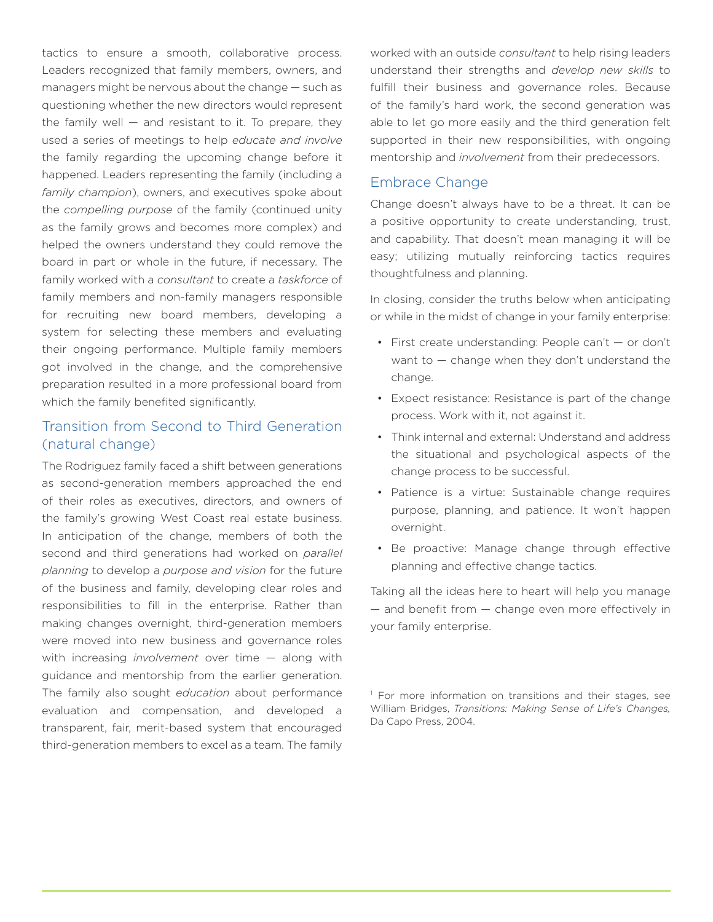tactics to ensure a smooth, collaborative process. Leaders recognized that family members, owners, and managers might be nervous about the change — such as questioning whether the new directors would represent the family well — and resistant to it. To prepare, they used a series of meetings to help *educate and involve* the family regarding the upcoming change before it happened. Leaders representing the family (including a *family champion*), owners, and executives spoke about the *compelling purpose* of the family (continued unity as the family grows and becomes more complex) and helped the owners understand they could remove the board in part or whole in the future, if necessary. The family worked with a *consultant* to create a *taskforce* of family members and non-family managers responsible for recruiting new board members, developing a system for selecting these members and evaluating their ongoing performance. Multiple family members got involved in the change, and the comprehensive preparation resulted in a more professional board from which the family benefited significantly.

## Transition from Second to Third Generation (natural change)

The Rodriguez family faced a shift between generations as second-generation members approached the end of their roles as executives, directors, and owners of the family's growing West Coast real estate business. In anticipation of the change, members of both the second and third generations had worked on *parallel planning* to develop a *purpose and vision* for the future of the business and family, developing clear roles and responsibilities to fill in the enterprise. Rather than making changes overnight, third-generation members were moved into new business and governance roles with increasing *involvement* over time — along with guidance and mentorship from the earlier generation. The family also sought *education* about performance evaluation and compensation, and developed a transparent, fair, merit-based system that encouraged third-generation members to excel as a team. The family worked with an outside *consultant* to help rising leaders understand their strengths and *develop new skills* to fulfill their business and governance roles. Because of the family's hard work, the second generation was able to let go more easily and the third generation felt supported in their new responsibilities, with ongoing mentorship and *involvement* from their predecessors.

## Embrace Change

Change doesn't always have to be a threat. It can be a positive opportunity to create understanding, trust, and capability. That doesn't mean managing it will be easy; utilizing mutually reinforcing tactics requires thoughtfulness and planning.

In closing, consider the truths below when anticipating or while in the midst of change in your family enterprise:

- First create understanding: People can't — or don't want to — change when they don't understand the change.
- Expect resistance: Resistance is part of the change process. Work with it, not against it.
- Think internal and external: Understand and address the situational and psychological aspects of the change process to be successful.
- Patience is a virtue: Sustainable change requires purpose, planning, and patience. It won't happen overnight.
- Be proactive: Manage change through effective planning and effective change tactics.

Taking all the ideas here to heart will help you manage — and benefit from — change even more effectively in your family enterprise.

[1] For more information on transitions and their stages, see William Bridges, *Transitions: Making Sense of Life's Changes*, Da Capo Press, 2004.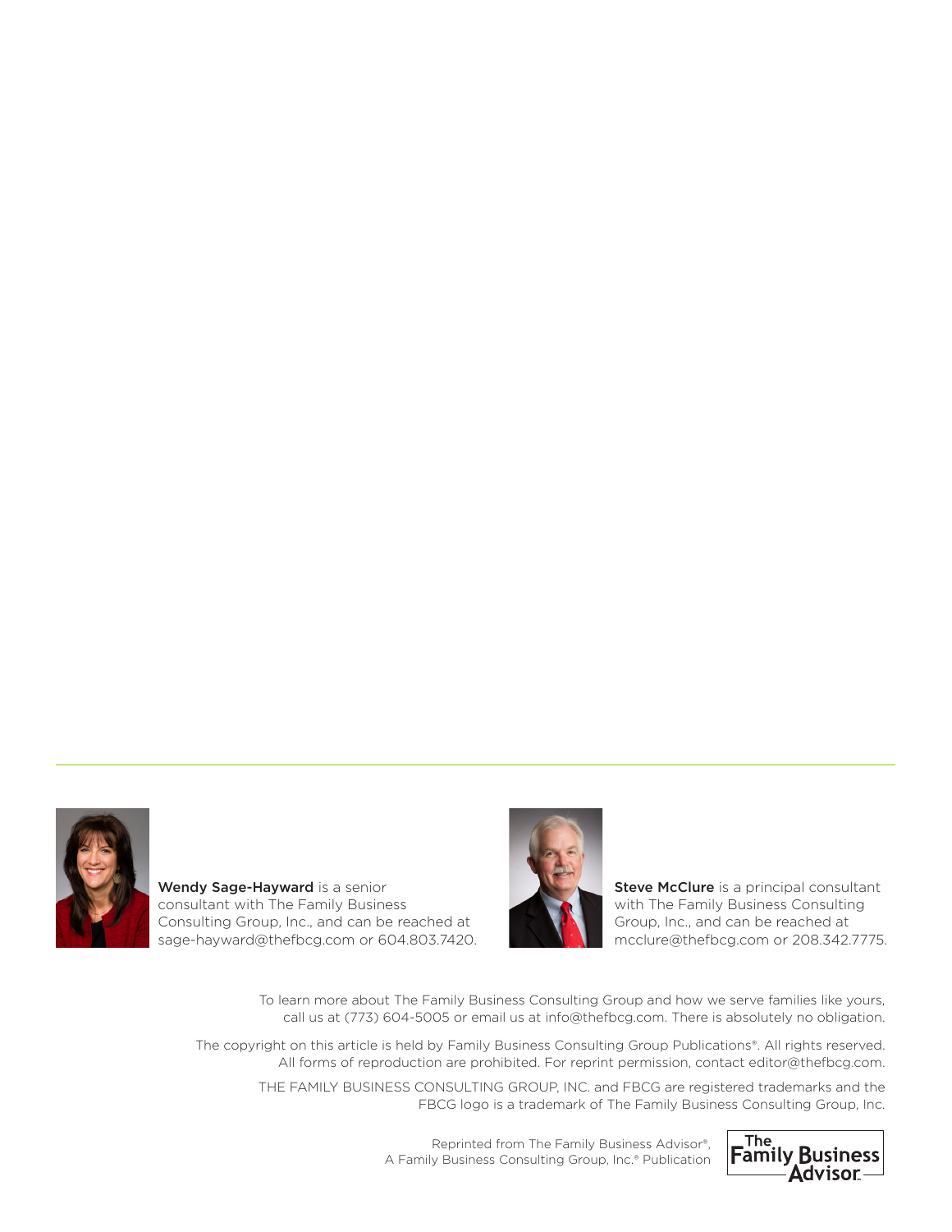**Wendy Sage-Hayward** is a senior consultant with The Family Business Consulting Group, Inc., and can be reached at sage-hayward@thefbcg.com or 604.803.7420.

**Steve McClure** is a principal consultant with The Family Business Consulting Group, Inc., and can be reached at mcclure@thefbcg.com or 208.342.7775.

To learn more about The Family Business Consulting Group and how we serve families like yours, call us at (773) 604-5005 or email us at info@thefbcg.com. There is absolutely no obligation.

The copyright on this article is held by Family Business Consulting Group Publications®. All rights reserved. All forms of reproduction are prohibited. For reprint permission, contact editor@thefbcg.com.

THE FAMILY BUSINESS CONSULTING GROUP, INC. and FBCG are registered trademarks and the FBCG logo is a trademark of The Family Business Consulting Group, Inc.

Reprinted from The Family Business Advisor®, A Family Business Consulting Group, Inc.® Publication

The Family Business Advisor™